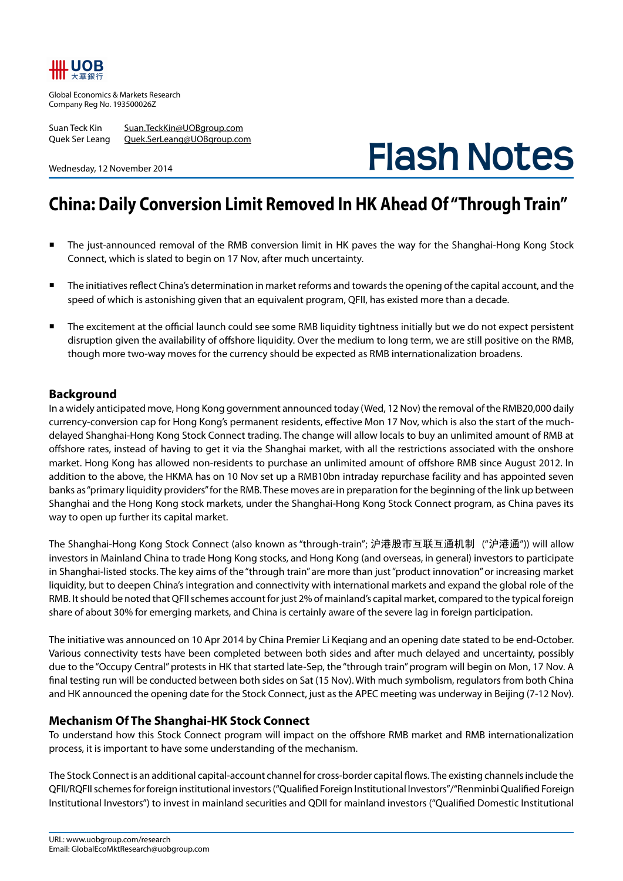Global Economics & Markets Research
Company Reg No. 193500026Z

Suan Teck Kin Suan.TeckKin@UOBgroup.com
Quek Ser Leang Quek.SerLeang@UOBgroup.com

Wednesday, 12 November 2014

# Flash Notes

## China: Daily Conversion Limit Removed In HK Ahead Of "Through Train"

- The just-announced removal of the RMB conversion limit in HK paves the way for the Shanghai-Hong Kong Stock Connect, which is slated to begin on 17 Nov, after much uncertainty.
- The initiatives reflect China's determination in market reforms and towards the opening of the capital account, and the speed of which is astonishing given that an equivalent program, QFII, has existed more than a decade.
- The excitement at the official launch could see some RMB liquidity tightness initially but we do not expect persistent disruption given the availability of offshore liquidity. Over the medium to long term, we are still positive on the RMB, though more two-way moves for the currency should be expected as RMB internationalization broadens.

### Background

In a widely anticipated move, Hong Kong government announced today (Wed, 12 Nov) the removal of the RMB20,000 daily currency-conversion cap for Hong Kong's permanent residents, effective Mon 17 Nov, which is also the start of the much-delayed Shanghai-Hong Kong Stock Connect trading. The change will allow locals to buy an unlimited amount of RMB at offshore rates, instead of having to get it via the Shanghai market, with all the restrictions associated with the onshore market. Hong Kong has allowed non-residents to purchase an unlimited amount of offshore RMB since August 2012. In addition to the above, the HKMA has on 10 Nov set up a RMB10bn intraday repurchase facility and has appointed seven banks as "primary liquidity providers" for the RMB. These moves are in preparation for the beginning of the link up between Shanghai and the Hong Kong stock markets, under the Shanghai-Hong Kong Stock Connect program, as China paves its way to open up further its capital market.

The Shanghai-Hong Kong Stock Connect (also known as "through-train"; 沪港股市互联互通机制 ("沪港通")) will allow investors in Mainland China to trade Hong Kong stocks, and Hong Kong (and overseas, in general) investors to participate in Shanghai-listed stocks. The key aims of the "through train" are more than just "product innovation" or increasing market liquidity, but to deepen China's integration and connectivity with international markets and expand the global role of the RMB. It should be noted that QFII schemes account for just 2% of mainland's capital market, compared to the typical foreign share of about 30% for emerging markets, and China is certainly aware of the severe lag in foreign participation.

The initiative was announced on 10 Apr 2014 by China Premier Li Keqiang and an opening date stated to be end-October. Various connectivity tests have been completed between both sides and after much delayed and uncertainty, possibly due to the "Occupy Central" protests in HK that started late-Sep, the "through train" program will begin on Mon, 17 Nov. A final testing run will be conducted between both sides on Sat (15 Nov). With much symbolism, regulators from both China and HK announced the opening date for the Stock Connect, just as the APEC meeting was underway in Beijing (7-12 Nov).

### Mechanism Of The Shanghai-HK Stock Connect

To understand how this Stock Connect program will impact on the offshore RMB market and RMB internationalization process, it is important to have some understanding of the mechanism.

The Stock Connect is an additional capital-account channel for cross-border capital flows. The existing channels include the QFII/RQFII schemes for foreign institutional investors ("Qualified Foreign Institutional Investors"/"Renminbi Qualified Foreign Institutional Investors") to invest in mainland securities and QDII for mainland investors ("Qualified Domestic Institutional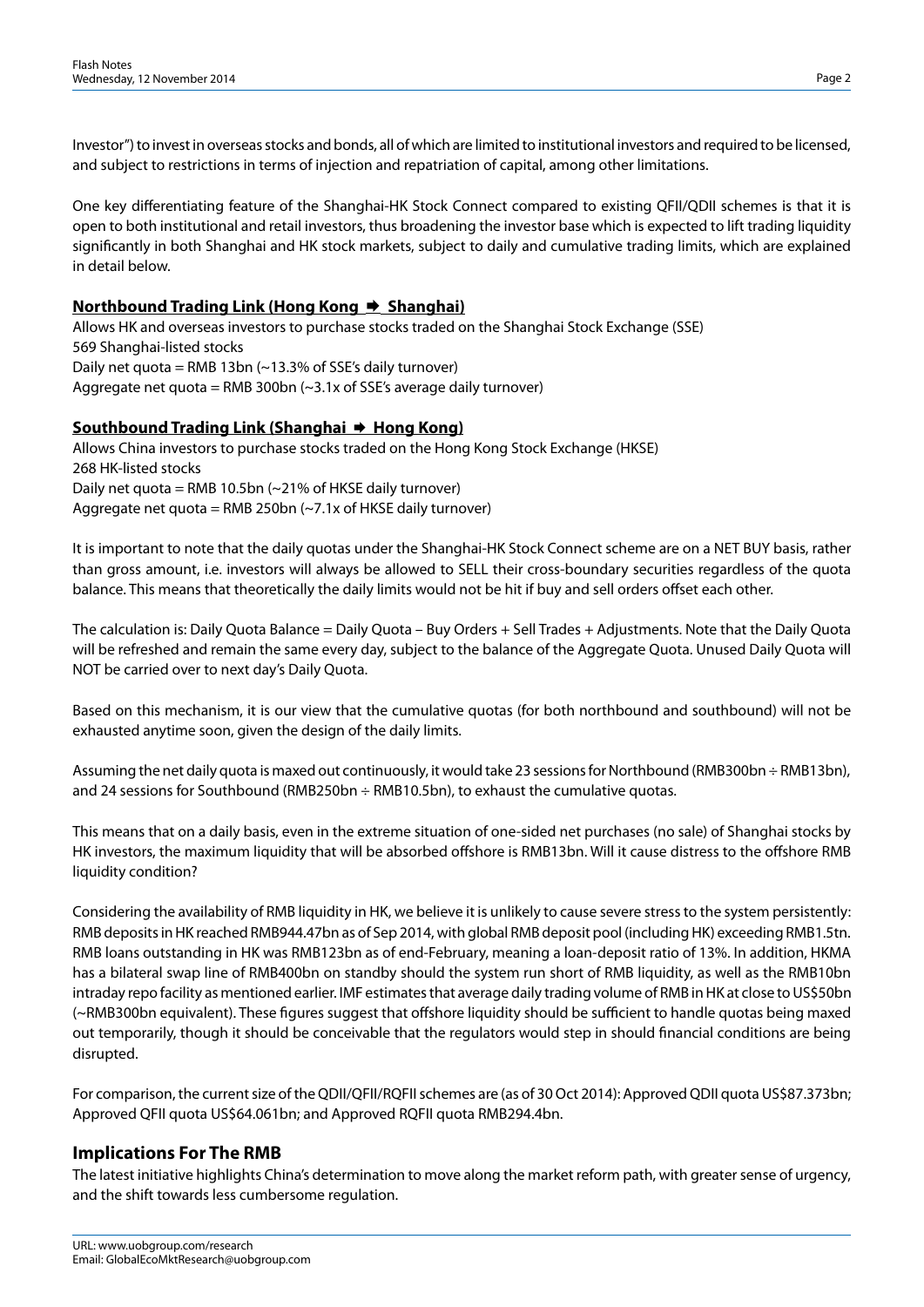Investor") to invest in overseas stocks and bonds, all of which are limited to institutional investors and required to be licensed, and subject to restrictions in terms of injection and repatriation of capital, among other limitations.

One key differentiating feature of the Shanghai-HK Stock Connect compared to existing QFII/QDII schemes is that it is open to both institutional and retail investors, thus broadening the investor base which is expected to lift trading liquidity significantly in both Shanghai and HK stock markets, subject to daily and cumulative trading limits, which are explained in detail below.

**Northbound Trading Link (Hong Kong ➡ Shanghai)**

Allows HK and overseas investors to purchase stocks traded on the Shanghai Stock Exchange (SSE)
569 Shanghai-listed stocks
Daily net quota = RMB 13bn (~13.3% of SSE's daily turnover)
Aggregate net quota = RMB 300bn (~3.1x of SSE's average daily turnover)

**Southbound Trading Link (Shanghai ➡ Hong Kong)**

Allows China investors to purchase stocks traded on the Hong Kong Stock Exchange (HKSE)
268 HK-listed stocks
Daily net quota = RMB 10.5bn (~21% of HKSE daily turnover)
Aggregate net quota = RMB 250bn (~7.1x of HKSE daily turnover)

It is important to note that the daily quotas under the Shanghai-HK Stock Connect scheme are on a NET BUY basis, rather than gross amount, i.e. investors will always be allowed to SELL their cross-boundary securities regardless of the quota balance. This means that theoretically the daily limits would not be hit if buy and sell orders offset each other.

The calculation is: Daily Quota Balance = Daily Quota – Buy Orders + Sell Trades + Adjustments. Note that the Daily Quota will be refreshed and remain the same every day, subject to the balance of the Aggregate Quota. Unused Daily Quota will NOT be carried over to next day's Daily Quota.

Based on this mechanism, it is our view that the cumulative quotas (for both northbound and southbound) will not be exhausted anytime soon, given the design of the daily limits.

Assuming the net daily quota is maxed out continuously, it would take 23 sessions for Northbound (RMB300bn ÷ RMB13bn), and 24 sessions for Southbound (RMB250bn ÷ RMB10.5bn), to exhaust the cumulative quotas.

This means that on a daily basis, even in the extreme situation of one-sided net purchases (no sale) of Shanghai stocks by HK investors, the maximum liquidity that will be absorbed offshore is RMB13bn. Will it cause distress to the offshore RMB liquidity condition?

Considering the availability of RMB liquidity in HK, we believe it is unlikely to cause severe stress to the system persistently: RMB deposits in HK reached RMB944.47bn as of Sep 2014, with global RMB deposit pool (including HK) exceeding RMB1.5tn. RMB loans outstanding in HK was RMB123bn as of end-February, meaning a loan-deposit ratio of 13%. In addition, HKMA has a bilateral swap line of RMB400bn on standby should the system run short of RMB liquidity, as well as the RMB10bn intraday repo facility as mentioned earlier. IMF estimates that average daily trading volume of RMB in HK at close to US$50bn (~RMB300bn equivalent). These figures suggest that offshore liquidity should be sufficient to handle quotas being maxed out temporarily, though it should be conceivable that the regulators would step in should financial conditions are being disrupted.

For comparison, the current size of the QDII/QFII/RQFII schemes are (as of 30 Oct 2014): Approved QDII quota US$87.373bn; Approved QFII quota US$64.061bn; and Approved RQFII quota RMB294.4bn.

## Implications For The RMB

The latest initiative highlights China's determination to move along the market reform path, with greater sense of urgency, and the shift towards less cumbersome regulation.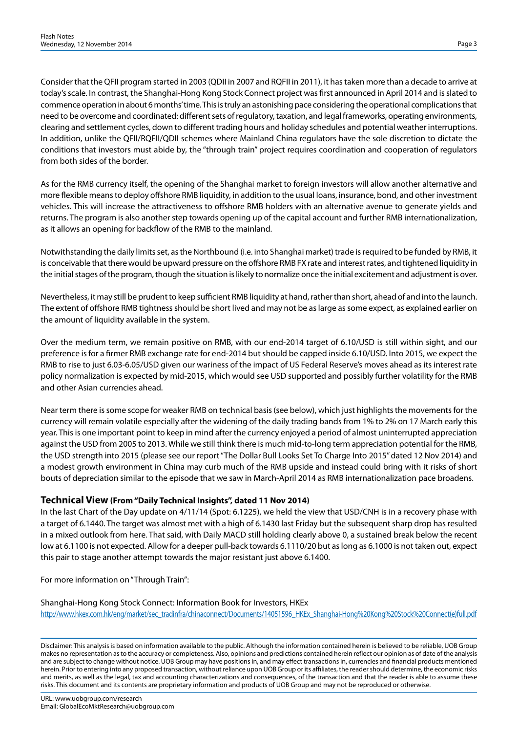Consider that the QFII program started in 2003 (QDII in 2007 and RQFII in 2011), it has taken more than a decade to arrive at today's scale. In contrast, the Shanghai-Hong Kong Stock Connect project was first announced in April 2014 and is slated to commence operation in about 6 months' time. This is truly an astonishing pace considering the operational complications that need to be overcome and coordinated: different sets of regulatory, taxation, and legal frameworks, operating environments, clearing and settlement cycles, down to different trading hours and holiday schedules and potential weather interruptions. In addition, unlike the QFII/RQFII/QDII schemes where Mainland China regulators have the sole discretion to dictate the conditions that investors must abide by, the "through train" project requires coordination and cooperation of regulators from both sides of the border.

As for the RMB currency itself, the opening of the Shanghai market to foreign investors will allow another alternative and more flexible means to deploy offshore RMB liquidity, in addition to the usual loans, insurance, bond, and other investment vehicles. This will increase the attractiveness to offshore RMB holders with an alternative avenue to generate yields and returns. The program is also another step towards opening up of the capital account and further RMB internationalization, as it allows an opening for backflow of the RMB to the mainland.

Notwithstanding the daily limits set, as the Northbound (i.e. into Shanghai market) trade is required to be funded by RMB, it is conceivable that there would be upward pressure on the offshore RMB FX rate and interest rates, and tightened liquidity in the initial stages of the program, though the situation is likely to normalize once the initial excitement and adjustment is over.

Nevertheless, it may still be prudent to keep sufficient RMB liquidity at hand, rather than short, ahead of and into the launch. The extent of offshore RMB tightness should be short lived and may not be as large as some expect, as explained earlier on the amount of liquidity available in the system.

Over the medium term, we remain positive on RMB, with our end-2014 target of 6.10/USD is still within sight, and our preference is for a firmer RMB exchange rate for end-2014 but should be capped inside 6.10/USD. Into 2015, we expect the RMB to rise to just 6.03-6.05/USD given our wariness of the impact of US Federal Reserve's moves ahead as its interest rate policy normalization is expected by mid-2015, which would see USD supported and possibly further volatility for the RMB and other Asian currencies ahead.

Near term there is some scope for weaker RMB on technical basis (see below), which just highlights the movements for the currency will remain volatile especially after the widening of the daily trading bands from 1% to 2% on 17 March early this year. This is one important point to keep in mind after the currency enjoyed a period of almost uninterrupted appreciation against the USD from 2005 to 2013. While we still think there is much mid-to-long term appreciation potential for the RMB, the USD strength into 2015 (please see our report "The Dollar Bull Looks Set To Charge Into 2015" dated 12 Nov 2014) and a modest growth environment in China may curb much of the RMB upside and instead could bring with it risks of short bouts of depreciation similar to the episode that we saw in March-April 2014 as RMB internationalization pace broadens.

## Technical View (From "Daily Technical Insights", dated 11 Nov 2014)

In the last Chart of the Day update on 4/11/14 (Spot: 6.1225), we held the view that USD/CNH is in a recovery phase with a target of 6.1440. The target was almost met with a high of 6.1430 last Friday but the subsequent sharp drop has resulted in a mixed outlook from here. That said, with Daily MACD still holding clearly above 0, a sustained break below the recent low at 6.1100 is not expected. Allow for a deeper pull-back towards 6.1110/20 but as long as 6.1000 is not taken out, expect this pair to stage another attempt towards the major resistant just above 6.1400.

For more information on "Through Train":

Shanghai-Hong Kong Stock Connect: Information Book for Investors, HKEx
http://www.hkex.com.hk/eng/market/sec_tradinfra/chinaconnect/Documents/14051596_HKEx_Shanghai-Hong%20Kong%20Stock%20Connect(e)full.pdf

Disclaimer: This analysis is based on information available to the public. Although the information contained herein is believed to be reliable, UOB Group makes no representation as to the accuracy or completeness. Also, opinions and predictions contained herein reflect our opinion as of date of the analysis and are subject to change without notice. UOB Group may have positions in, and may effect transactions in, currencies and financial products mentioned herein. Prior to entering into any proposed transaction, without reliance upon UOB Group or its affiliates, the reader should determine, the economic risks and merits, as well as the legal, tax and accounting characterizations and consequences, of the transaction and that the reader is able to assume these risks. This document and its contents are proprietary information and products of UOB Group and may not be reproduced or otherwise.

URL: www.uobgroup.com/research
Email: GlobalEcoMktResearch@uobgroup.com